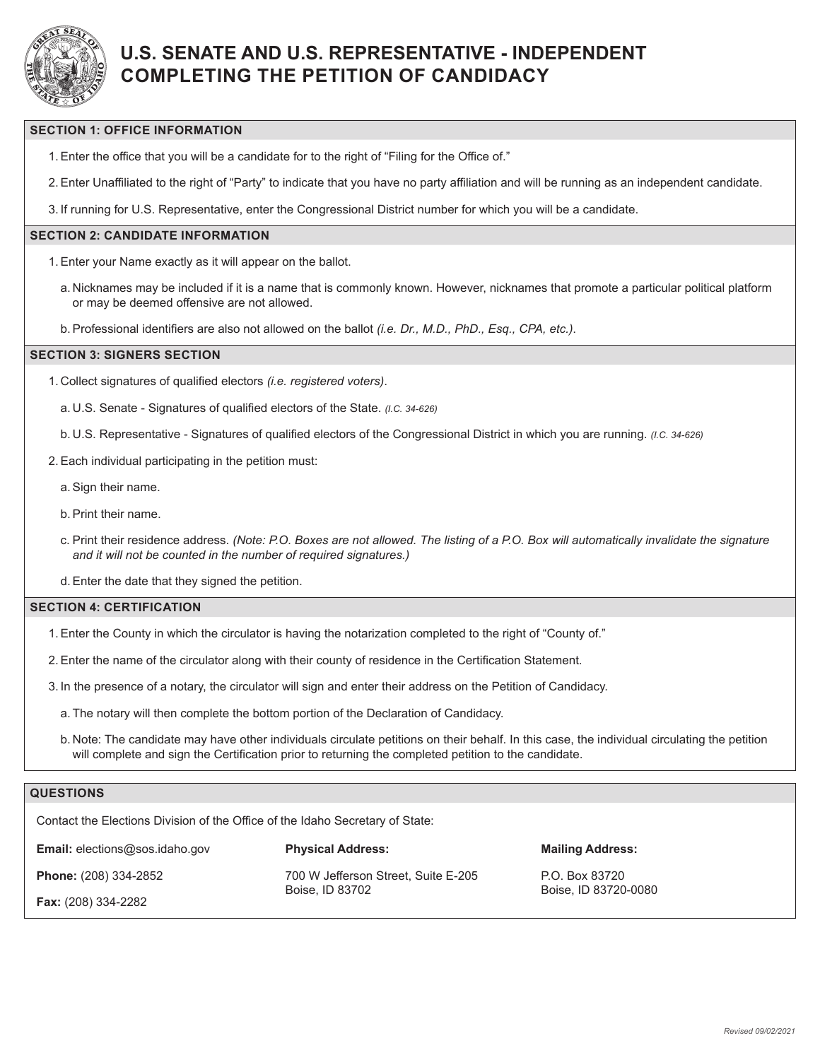# U.S. SENATE AND U.S. REPRESENTATIVE - INDEPENDENT COMPLETING THE PETITION OF CANDIDACY

## SECTION 1: OFFICE INFORMATION

1. Enter the office that you will be a candidate for to the right of "Filing for the Office of."
2. Enter Unaffiliated to the right of "Party" to indicate that you have no party affiliation and will be running as an independent candidate.
3. If running for U.S. Representative, enter the Congressional District number for which you will be a candidate.

## SECTION 2: CANDIDATE INFORMATION

1. Enter your Name exactly as it will appear on the ballot.
   a. Nicknames may be included if it is a name that is commonly known. However, nicknames that promote a particular political platform or may be deemed offensive are not allowed.
   b. Professional identifiers are also not allowed on the ballot *(i.e. Dr., M.D., PhD., Esq., CPA, etc.)*.

## SECTION 3: SIGNERS SECTION

1. Collect signatures of qualified electors *(i.e. registered voters)*.
   a. U.S. Senate - Signatures of qualified electors of the State. *(I.C. 34-626)*
   b. U.S. Representative - Signatures of qualified electors of the Congressional District in which you are running. *(I.C. 34-626)*
2. Each individual participating in the petition must:
   a. Sign their name.
   b. Print their name.
   c. Print their residence address. *(Note: P.O. Boxes are not allowed. The listing of a P.O. Box will automatically invalidate the signature and it will not be counted in the number of required signatures.)*
   d. Enter the date that they signed the petition.

## SECTION 4: CERTIFICATION

1. Enter the County in which the circulator is having the notarization completed to the right of "County of."
2. Enter the name of the circulator along with their county of residence in the Certification Statement.
3. In the presence of a notary, the circulator will sign and enter their address on the Petition of Candidacy.
   a. The notary will then complete the bottom portion of the Declaration of Candidacy.
   b. Note: The candidate may have other individuals circulate petitions on their behalf. In this case, the individual circulating the petition will complete and sign the Certification prior to returning the completed petition to the candidate.

## QUESTIONS

Contact the Elections Division of the Office of the Idaho Secretary of State:

**Email:** elections@sos.idaho.gov

**Phone:** (208) 334-2852

**Fax:** (208) 334-2282

**Physical Address:**

700 W Jefferson Street, Suite E-205
Boise, ID 83702

**Mailing Address:**

P.O. Box 83720
Boise, ID 83720-0080

Revised 09/02/2021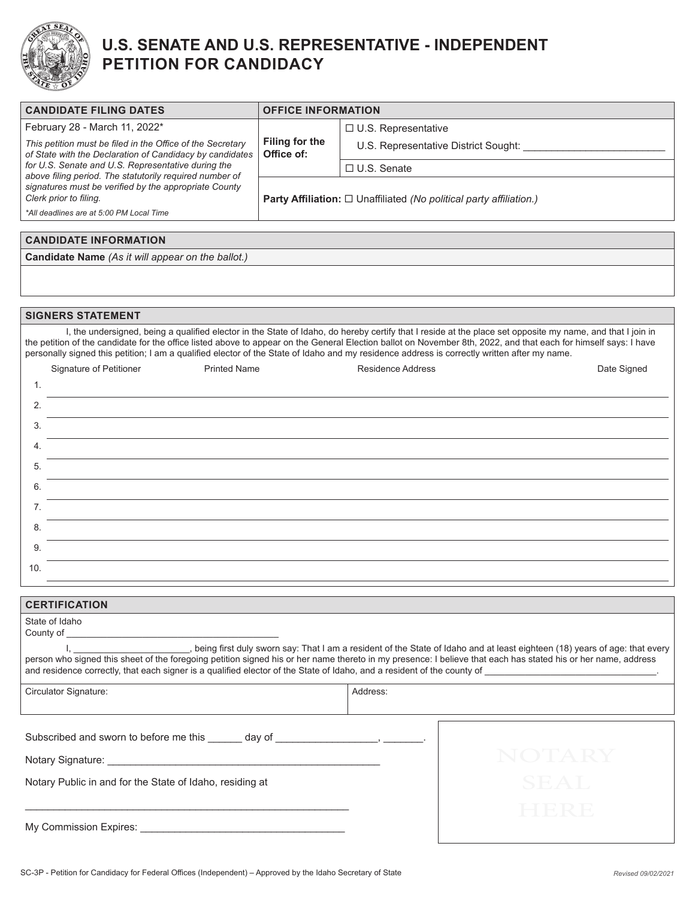# U.S. SENATE AND U.S. REPRESENTATIVE - INDEPENDENT PETITION FOR CANDIDACY

| CANDIDATE FILING DATES | OFFICE INFORMATION | |
|---|---|---|
| February 28 - March 11, 2022* | **Filing for the Office of:** | ☐ U.S. Representative<br>U.S. Representative District Sought: ________________________ |
| *This petition must be filed in the Office of the Secretary of State with the Declaration of Candidacy by candidates for U.S. Senate and U.S. Representative during the above filing period. The statutorily required number of signatures must be verified by the appropriate County Clerk prior to filing.* | | ☐ U.S. Senate |
| *\*All deadlines are at 5:00 PM Local Time* | **Party Affiliation:** ☐ Unaffiliated *(No political party affiliation.)* | |

## CANDIDATE INFORMATION

**Candidate Name** *(As it will appear on the ballot.)*

## SIGNERS STATEMENT

I, the undersigned, being a qualified elector in the State of Idaho, do hereby certify that I reside at the place set opposite my name, and that I join in the petition of the candidate for the office listed above to appear on the General Election ballot on November 8th, 2022, and that each for himself says: I have personally signed this petition; I am a qualified elector of the State of Idaho and my residence address is correctly written after my name.

| | Signature of Petitioner | Printed Name | Residence Address | Date Signed |
|---|---|---|---|---|
| 1. | | | | |
| 2. | | | | |
| 3. | | | | |
| 4. | | | | |
| 5. | | | | |
| 6. | | | | |
| 7. | | | | |
| 8. | | | | |
| 9. | | | | |
| 10. | | | | |

## CERTIFICATION

State of Idaho
County of ________________________________________

I, _____________________, being first duly sworn say: That I am a resident of the State of Idaho and at least eighteen (18) years of age: that every person who signed this sheet of the foregoing petition signed his or her name thereto in my presence: I believe that each has stated his or her name, address and residence correctly, that each signer is a qualified elector of the State of Idaho, and a resident of the county of _________________________________.

| Circulator Signature: | Address: |
|---|---|
| | |

Subscribed and sworn to before me this ______ day of _________________, _______.

Notary Signature: ________________________________________________

Notary Public in and for the State of Idaho, residing at

________________________________________________________

My Commission Expires: ___________________________________

NOTARY SEAL HERE

SC-3P - Petition for Candidacy for Federal Offices (Independent) – Approved by the Idaho Secretary of State

*Revised 09/02/2021*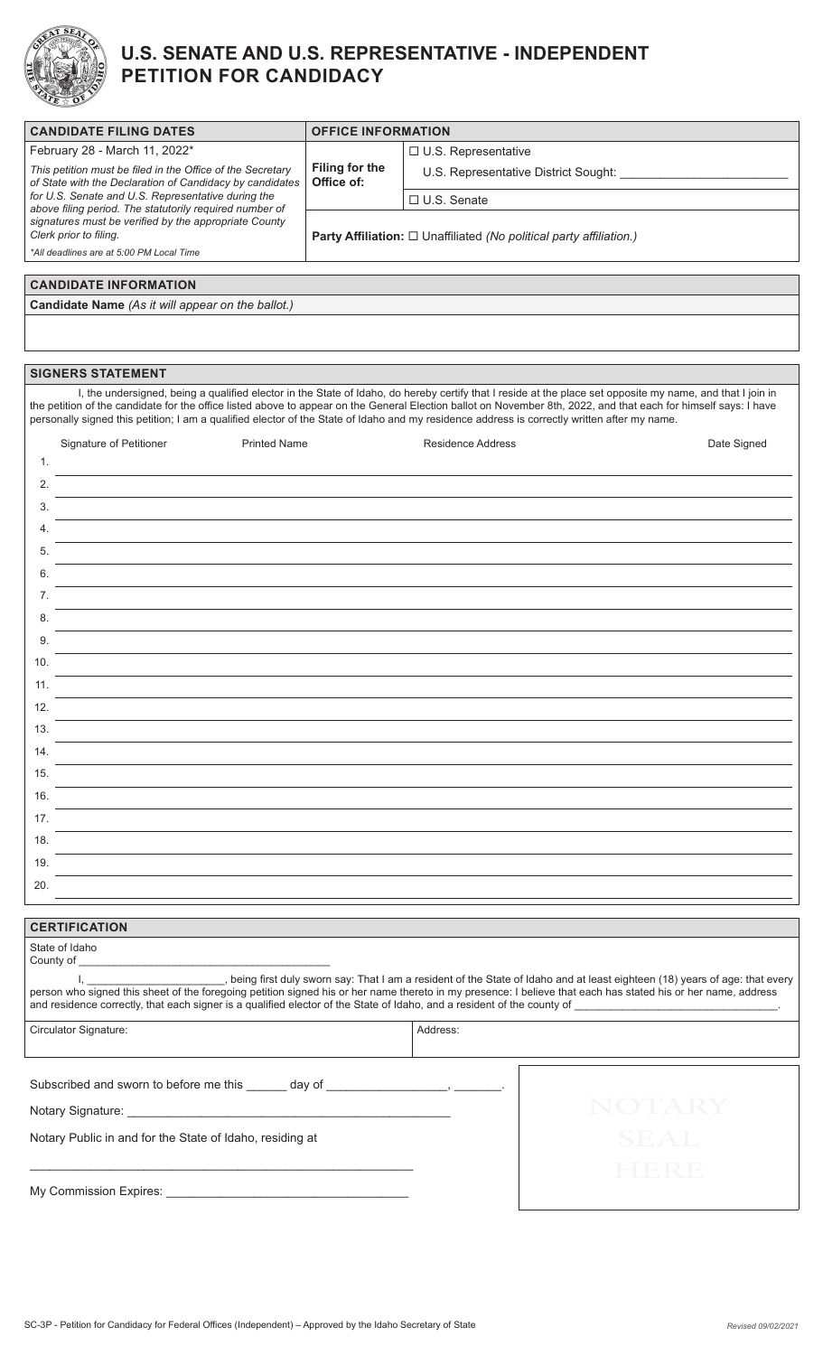# U.S. SENATE AND U.S. REPRESENTATIVE - INDEPENDENT PETITION FOR CANDIDACY

| CANDIDATE FILING DATES | OFFICE INFORMATION | |
|---|---|---|
| February 28 - March 11, 2022* *This petition must be filed in the Office of the Secretary of State with the Declaration of Candidacy by candidates for U.S. Senate and U.S. Representative during the above filing period. The statutorily required number of signatures must be verified by the appropriate County Clerk prior to filing.* *\*All deadlines are at 5:00 PM Local Time* | **Filing for the Office of:** | ☐ U.S. Representative U.S. Representative District Sought: ____________ ☐ U.S. Senate |
| | **Party Affiliation:** ☐ Unaffiliated *(No political party affiliation.)* | |

## CANDIDATE INFORMATION

**Candidate Name** *(As it will appear on the ballot.)*

## SIGNERS STATEMENT

I, the undersigned, being a qualified elector in the State of Idaho, do hereby certify that I reside at the place set opposite my name, and that I join in the petition of the candidate for the office listed above to appear on the General Election ballot on November 8th, 2022, and that each for himself says: I have personally signed this petition; I am a qualified elector of the State of Idaho and my residence address is correctly written after my name.

| | Signature of Petitioner | Printed Name | Residence Address | Date Signed |
|---|---|---|---|---|
| 1. | | | | |
| 2. | | | | |
| 3. | | | | |
| 4. | | | | |
| 5. | | | | |
| 6. | | | | |
| 7. | | | | |
| 8. | | | | |
| 9. | | | | |
| 10. | | | | |
| 11. | | | | |
| 12. | | | | |
| 13. | | | | |
| 14. | | | | |
| 15. | | | | |
| 16. | | | | |
| 17. | | | | |
| 18. | | | | |
| 19. | | | | |
| 20. | | | | |

## CERTIFICATION

State of Idaho
County of ______________________________________

I, _____________________, being first duly sworn say: That I am a resident of the State of Idaho and at least eighteen (18) years of age: that every person who signed this sheet of the foregoing petition signed his or her name thereto in my presence: I believe that each has stated his or her name, address and residence correctly, that each signer is a qualified elector of the State of Idaho, and a resident of the county of ______________________________.

| Circulator Signature: | Address: |
|---|---|

Subscribed and sworn to before me this ______ day of _________________, _______.

Notary Signature: ______________________________________________

Notary Public in and for the State of Idaho, residing at

_______________________________________________________

My Commission Expires: __________________________________

NOTARY SEAL HERE

SC-3P - Petition for Candidacy for Federal Offices (Independent) – Approved by the Idaho Secretary of State

*Revised 09/02/2021*